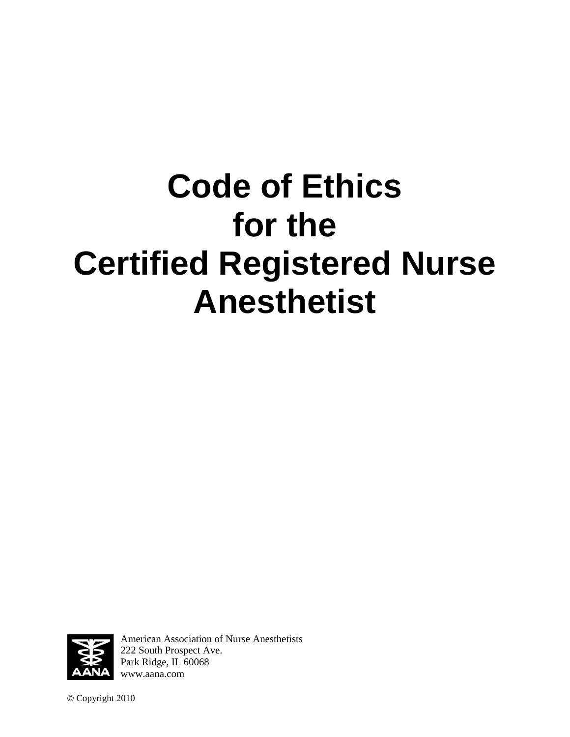# Code of Ethics for the Certified Registered Nurse Anesthetist

AANA

American Association of Nurse Anesthetists
222 South Prospect Ave.
Park Ridge, IL 60068
www.aana.com

© Copyright 2010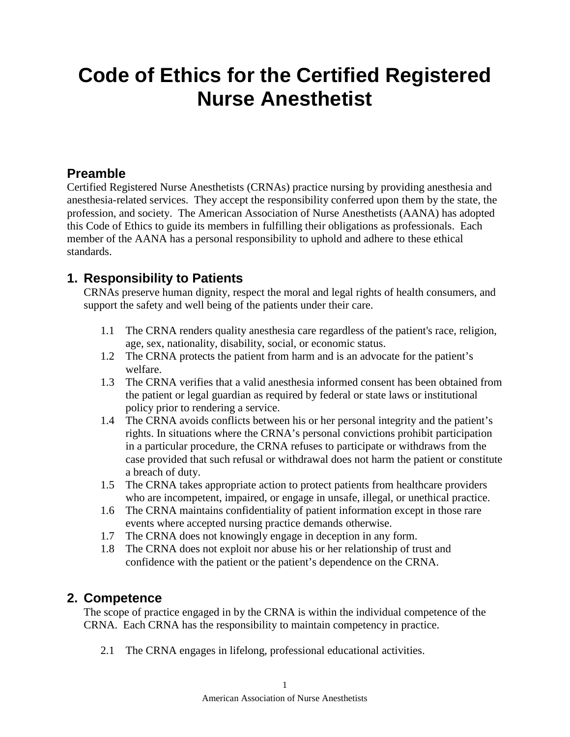# Code of Ethics for the Certified Registered Nurse Anesthetist

## Preamble

Certified Registered Nurse Anesthetists (CRNAs) practice nursing by providing anesthesia and anesthesia-related services. They accept the responsibility conferred upon them by the state, the profession, and society. The American Association of Nurse Anesthetists (AANA) has adopted this Code of Ethics to guide its members in fulfilling their obligations as professionals. Each member of the AANA has a personal responsibility to uphold and adhere to these ethical standards.

## 1. Responsibility to Patients

CRNAs preserve human dignity, respect the moral and legal rights of health consumers, and support the safety and well being of the patients under their care.

1.1 The CRNA renders quality anesthesia care regardless of the patient's race, religion, age, sex, nationality, disability, social, or economic status.

1.2 The CRNA protects the patient from harm and is an advocate for the patient's welfare.

1.3 The CRNA verifies that a valid anesthesia informed consent has been obtained from the patient or legal guardian as required by federal or state laws or institutional policy prior to rendering a service.

1.4 The CRNA avoids conflicts between his or her personal integrity and the patient's rights. In situations where the CRNA's personal convictions prohibit participation in a particular procedure, the CRNA refuses to participate or withdraws from the case provided that such refusal or withdrawal does not harm the patient or constitute a breach of duty.

1.5 The CRNA takes appropriate action to protect patients from healthcare providers who are incompetent, impaired, or engage in unsafe, illegal, or unethical practice.

1.6 The CRNA maintains confidentiality of patient information except in those rare events where accepted nursing practice demands otherwise.

1.7 The CRNA does not knowingly engage in deception in any form.

1.8 The CRNA does not exploit nor abuse his or her relationship of trust and confidence with the patient or the patient's dependence on the CRNA.

## 2. Competence

The scope of practice engaged in by the CRNA is within the individual competence of the CRNA. Each CRNA has the responsibility to maintain competency in practice.

2.1 The CRNA engages in lifelong, professional educational activities.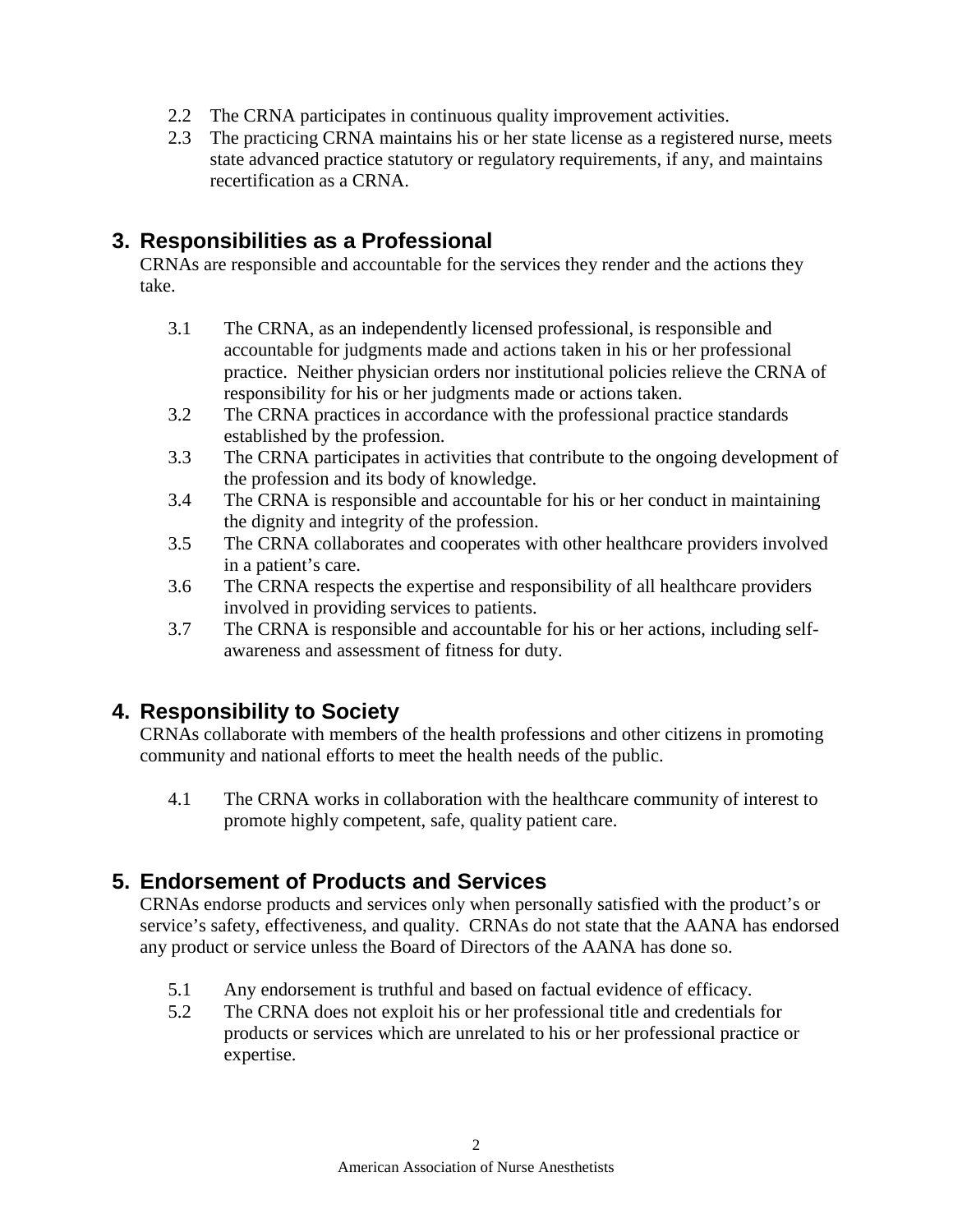2.2 The CRNA participates in continuous quality improvement activities.

2.3 The practicing CRNA maintains his or her state license as a registered nurse, meets state advanced practice statutory or regulatory requirements, if any, and maintains recertification as a CRNA.

## 3. Responsibilities as a Professional

CRNAs are responsible and accountable for the services they render and the actions they take.

3.1 The CRNA, as an independently licensed professional, is responsible and accountable for judgments made and actions taken in his or her professional practice. Neither physician orders nor institutional policies relieve the CRNA of responsibility for his or her judgments made or actions taken.

3.2 The CRNA practices in accordance with the professional practice standards established by the profession.

3.3 The CRNA participates in activities that contribute to the ongoing development of the profession and its body of knowledge.

3.4 The CRNA is responsible and accountable for his or her conduct in maintaining the dignity and integrity of the profession.

3.5 The CRNA collaborates and cooperates with other healthcare providers involved in a patient's care.

3.6 The CRNA respects the expertise and responsibility of all healthcare providers involved in providing services to patients.

3.7 The CRNA is responsible and accountable for his or her actions, including self-awareness and assessment of fitness for duty.

## 4. Responsibility to Society

CRNAs collaborate with members of the health professions and other citizens in promoting community and national efforts to meet the health needs of the public.

4.1 The CRNA works in collaboration with the healthcare community of interest to promote highly competent, safe, quality patient care.

## 5. Endorsement of Products and Services

CRNAs endorse products and services only when personally satisfied with the product's or service's safety, effectiveness, and quality. CRNAs do not state that the AANA has endorsed any product or service unless the Board of Directors of the AANA has done so.

5.1 Any endorsement is truthful and based on factual evidence of efficacy.

5.2 The CRNA does not exploit his or her professional title and credentials for products or services which are unrelated to his or her professional practice or expertise.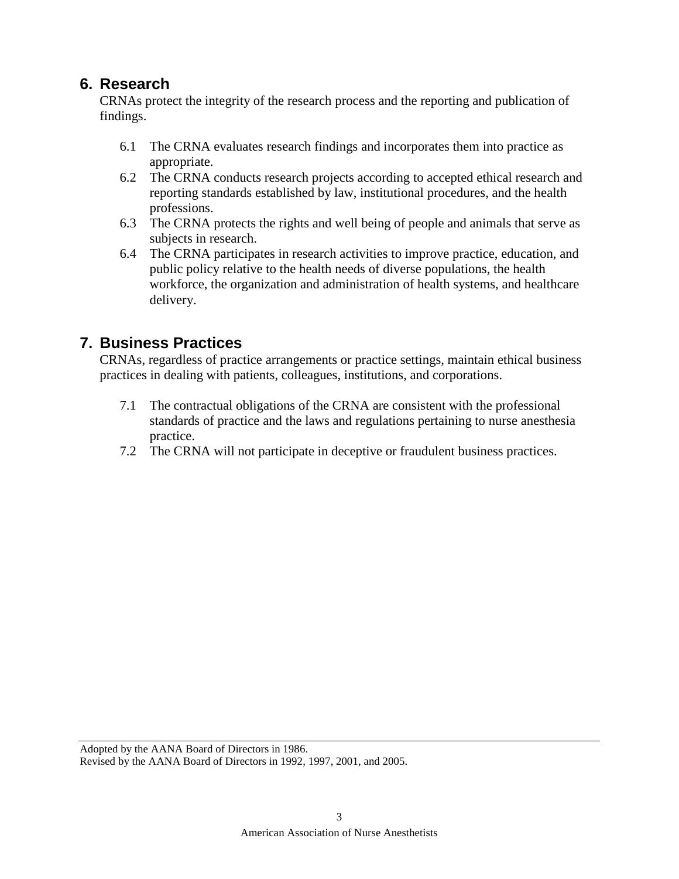## 6. Research

CRNAs protect the integrity of the research process and the reporting and publication of findings.

6.1 The CRNA evaluates research findings and incorporates them into practice as appropriate.
6.2 The CRNA conducts research projects according to accepted ethical research and reporting standards established by law, institutional procedures, and the health professions.
6.3 The CRNA protects the rights and well being of people and animals that serve as subjects in research.
6.4 The CRNA participates in research activities to improve practice, education, and public policy relative to the health needs of diverse populations, the health workforce, the organization and administration of health systems, and healthcare delivery.

## 7. Business Practices

CRNAs, regardless of practice arrangements or practice settings, maintain ethical business practices in dealing with patients, colleagues, institutions, and corporations.

7.1 The contractual obligations of the CRNA are consistent with the professional standards of practice and the laws and regulations pertaining to nurse anesthesia practice.
7.2 The CRNA will not participate in deceptive or fraudulent business practices.

---

Adopted by the AANA Board of Directors in 1986.
Revised by the AANA Board of Directors in 1992, 1997, 2001, and 2005.